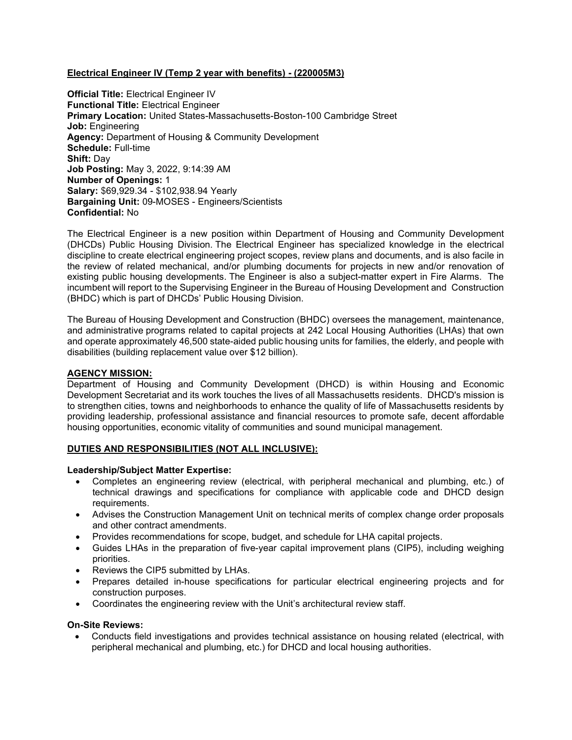## Electrical Engineer IV (Temp 2 year with benefits) - (220005M3)

**Official Title:** Electrical Engineer IV
**Functional Title:** Electrical Engineer
**Primary Location:** United States-Massachusetts-Boston-100 Cambridge Street
**Job:** Engineering
**Agency:** Department of Housing & Community Development
**Schedule:** Full-time
**Shift:** Day
**Job Posting:** May 3, 2022, 9:14:39 AM
**Number of Openings:** 1
**Salary:** $69,929.34 - $102,938.94 Yearly
**Bargaining Unit:** 09-MOSES - Engineers/Scientists
**Confidential:** No

The Electrical Engineer is a new position within Department of Housing and Community Development (DHCDs) Public Housing Division. The Electrical Engineer has specialized knowledge in the electrical discipline to create electrical engineering project scopes, review plans and documents, and is also facile in the review of related mechanical, and/or plumbing documents for projects in new and/or renovation of existing public housing developments. The Engineer is also a subject-matter expert in Fire Alarms. The incumbent will report to the Supervising Engineer in the Bureau of Housing Development and Construction (BHDC) which is part of DHCDs' Public Housing Division.

The Bureau of Housing Development and Construction (BHDC) oversees the management, maintenance, and administrative programs related to capital projects at 242 Local Housing Authorities (LHAs) that own and operate approximately 46,500 state-aided public housing units for families, the elderly, and people with disabilities (building replacement value over $12 billion).

## AGENCY MISSION:

Department of Housing and Community Development (DHCD) is within Housing and Economic Development Secretariat and its work touches the lives of all Massachusetts residents. DHCD's mission is to strengthen cities, towns and neighborhoods to enhance the quality of life of Massachusetts residents by providing leadership, professional assistance and financial resources to promote safe, decent affordable housing opportunities, economic vitality of communities and sound municipal management.

## DUTIES AND RESPONSIBILITIES (NOT ALL INCLUSIVE):

### Leadership/Subject Matter Expertise:

- Completes an engineering review (electrical, with peripheral mechanical and plumbing, etc.) of technical drawings and specifications for compliance with applicable code and DHCD design requirements.
- Advises the Construction Management Unit on technical merits of complex change order proposals and other contract amendments.
- Provides recommendations for scope, budget, and schedule for LHA capital projects.
- Guides LHAs in the preparation of five-year capital improvement plans (CIP5), including weighing priorities.
- Reviews the CIP5 submitted by LHAs.
- Prepares detailed in-house specifications for particular electrical engineering projects and for construction purposes.
- Coordinates the engineering review with the Unit's architectural review staff.

### On-Site Reviews:

- Conducts field investigations and provides technical assistance on housing related (electrical, with peripheral mechanical and plumbing, etc.) for DHCD and local housing authorities.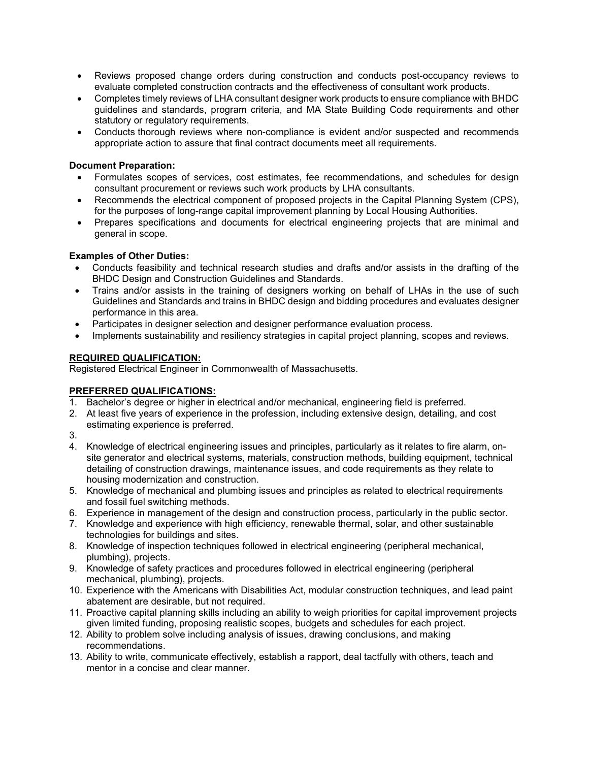- Reviews proposed change orders during construction and conducts post-occupancy reviews to evaluate completed construction contracts and the effectiveness of consultant work products.
- Completes timely reviews of LHA consultant designer work products to ensure compliance with BHDC guidelines and standards, program criteria, and MA State Building Code requirements and other statutory or regulatory requirements.
- Conducts thorough reviews where non-compliance is evident and/or suspected and recommends appropriate action to assure that final contract documents meet all requirements.

**Document Preparation:**

- Formulates scopes of services, cost estimates, fee recommendations, and schedules for design consultant procurement or reviews such work products by LHA consultants.
- Recommends the electrical component of proposed projects in the Capital Planning System (CPS), for the purposes of long-range capital improvement planning by Local Housing Authorities.
- Prepares specifications and documents for electrical engineering projects that are minimal and general in scope.

**Examples of Other Duties:**

- Conducts feasibility and technical research studies and drafts and/or assists in the drafting of the BHDC Design and Construction Guidelines and Standards.
- Trains and/or assists in the training of designers working on behalf of LHAs in the use of such Guidelines and Standards and trains in BHDC design and bidding procedures and evaluates designer performance in this area.
- Participates in designer selection and designer performance evaluation process.
- Implements sustainability and resiliency strategies in capital project planning, scopes and reviews.

**REQUIRED QUALIFICATION:**

Registered Electrical Engineer in Commonwealth of Massachusetts.

**PREFERRED QUALIFICATIONS:**

1. Bachelor's degree or higher in electrical and/or mechanical, engineering field is preferred.
2. At least five years of experience in the profession, including extensive design, detailing, and cost estimating experience is preferred.
3. 
4. Knowledge of electrical engineering issues and principles, particularly as it relates to fire alarm, on-site generator and electrical systems, materials, construction methods, building equipment, technical detailing of construction drawings, maintenance issues, and code requirements as they relate to housing modernization and construction.
5. Knowledge of mechanical and plumbing issues and principles as related to electrical requirements and fossil fuel switching methods.
6. Experience in management of the design and construction process, particularly in the public sector.
7. Knowledge and experience with high efficiency, renewable thermal, solar, and other sustainable technologies for buildings and sites.
8. Knowledge of inspection techniques followed in electrical engineering (peripheral mechanical, plumbing), projects.
9. Knowledge of safety practices and procedures followed in electrical engineering (peripheral mechanical, plumbing), projects.
10. Experience with the Americans with Disabilities Act, modular construction techniques, and lead paint abatement are desirable, but not required.
11. Proactive capital planning skills including an ability to weigh priorities for capital improvement projects given limited funding, proposing realistic scopes, budgets and schedules for each project.
12. Ability to problem solve including analysis of issues, drawing conclusions, and making recommendations.
13. Ability to write, communicate effectively, establish a rapport, deal tactfully with others, teach and mentor in a concise and clear manner.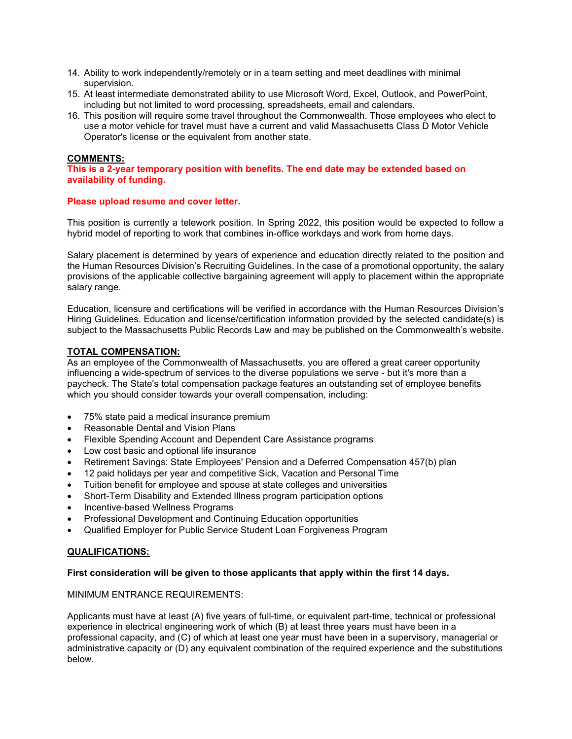14. Ability to work independently/remotely or in a team setting and meet deadlines with minimal supervision.
15. At least intermediate demonstrated ability to use Microsoft Word, Excel, Outlook, and PowerPoint, including but not limited to word processing, spreadsheets, email and calendars.
16. This position will require some travel throughout the Commonwealth. Those employees who elect to use a motor vehicle for travel must have a current and valid Massachusetts Class D Motor Vehicle Operator's license or the equivalent from another state.

**COMMENTS:**

**This is a 2-year temporary position with benefits. The end date may be extended based on availability of funding.**

**Please upload resume and cover letter.**

This position is currently a telework position. In Spring 2022, this position would be expected to follow a hybrid model of reporting to work that combines in-office workdays and work from home days.

Salary placement is determined by years of experience and education directly related to the position and the Human Resources Division's Recruiting Guidelines. In the case of a promotional opportunity, the salary provisions of the applicable collective bargaining agreement will apply to placement within the appropriate salary range.

Education, licensure and certifications will be verified in accordance with the Human Resources Division's Hiring Guidelines. Education and license/certification information provided by the selected candidate(s) is subject to the Massachusetts Public Records Law and may be published on the Commonwealth's website.

**TOTAL COMPENSATION:**

As an employee of the Commonwealth of Massachusetts, you are offered a great career opportunity influencing a wide-spectrum of services to the diverse populations we serve - but it's more than a paycheck. The State's total compensation package features an outstanding set of employee benefits which you should consider towards your overall compensation, including:

- 75% state paid a medical insurance premium
- Reasonable Dental and Vision Plans
- Flexible Spending Account and Dependent Care Assistance programs
- Low cost basic and optional life insurance
- Retirement Savings: State Employees' Pension and a Deferred Compensation 457(b) plan
- 12 paid holidays per year and competitive Sick, Vacation and Personal Time
- Tuition benefit for employee and spouse at state colleges and universities
- Short-Term Disability and Extended Illness program participation options
- Incentive-based Wellness Programs
- Professional Development and Continuing Education opportunities
- Qualified Employer for Public Service Student Loan Forgiveness Program

**QUALIFICATIONS:**

**First consideration will be given to those applicants that apply within the first 14 days.**

MINIMUM ENTRANCE REQUIREMENTS:

Applicants must have at least (A) five years of full-time, or equivalent part-time, technical or professional experience in electrical engineering work of which (B) at least three years must have been in a professional capacity, and (C) of which at least one year must have been in a supervisory, managerial or administrative capacity or (D) any equivalent combination of the required experience and the substitutions below.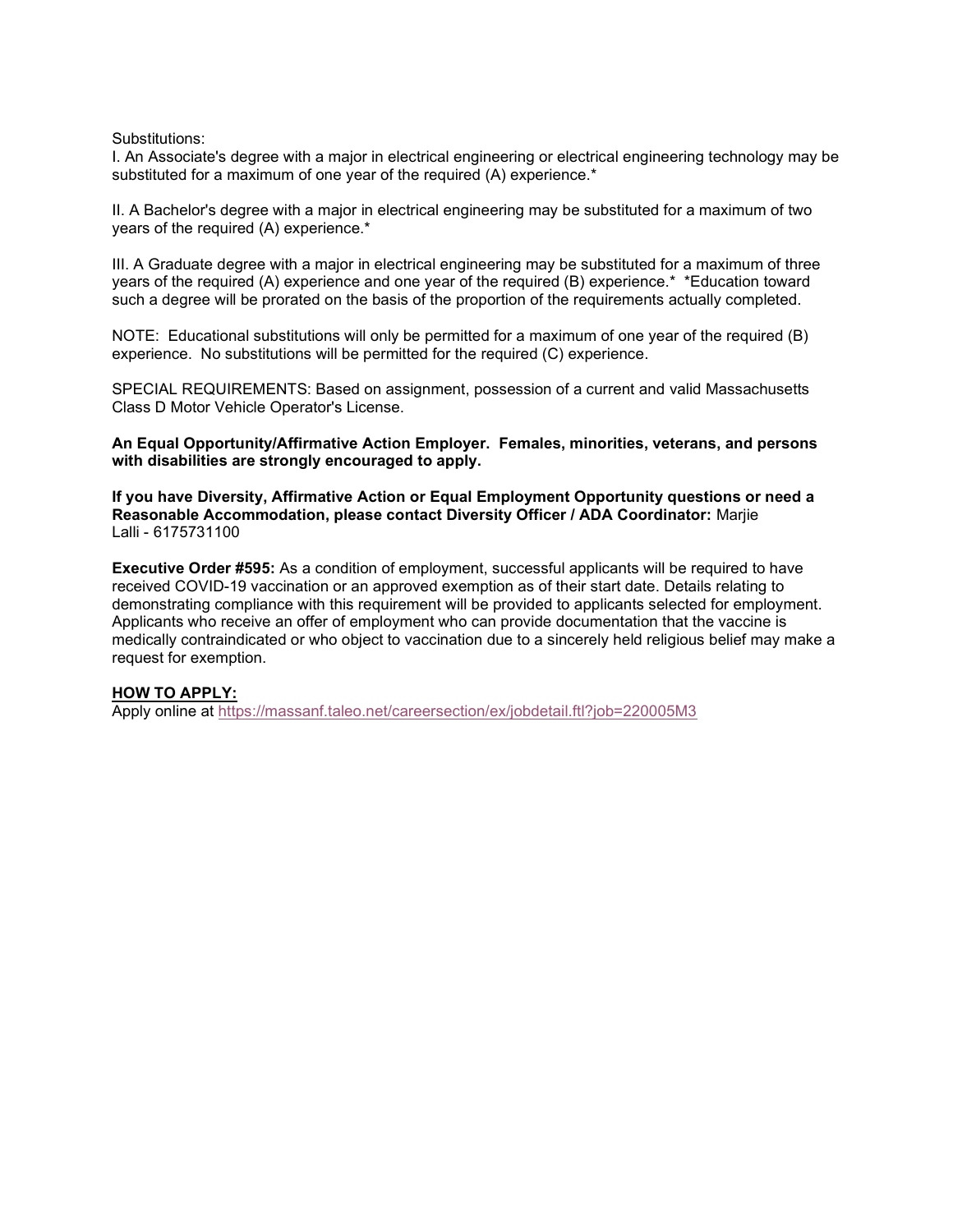Substitutions:
I. An Associate's degree with a major in electrical engineering or electrical engineering technology may be substituted for a maximum of one year of the required (A) experience.*

II. A Bachelor's degree with a major in electrical engineering may be substituted for a maximum of two years of the required (A) experience.*

III. A Graduate degree with a major in electrical engineering may be substituted for a maximum of three years of the required (A) experience and one year of the required (B) experience.* *Education toward such a degree will be prorated on the basis of the proportion of the requirements actually completed.

NOTE: Educational substitutions will only be permitted for a maximum of one year of the required (B) experience. No substitutions will be permitted for the required (C) experience.

SPECIAL REQUIREMENTS: Based on assignment, possession of a current and valid Massachusetts Class D Motor Vehicle Operator's License.

**An Equal Opportunity/Affirmative Action Employer. Females, minorities, veterans, and persons with disabilities are strongly encouraged to apply.**

**If you have Diversity, Affirmative Action or Equal Employment Opportunity questions or need a Reasonable Accommodation, please contact Diversity Officer / ADA Coordinator:** Marjie Lalli - 6175731100

**Executive Order #595:** As a condition of employment, successful applicants will be required to have received COVID-19 vaccination or an approved exemption as of their start date. Details relating to demonstrating compliance with this requirement will be provided to applicants selected for employment. Applicants who receive an offer of employment who can provide documentation that the vaccine is medically contraindicated or who object to vaccination due to a sincerely held religious belief may make a request for exemption.

**HOW TO APPLY:**
Apply online at https://massanf.taleo.net/careersection/ex/jobdetail.ftl?job=220005M3